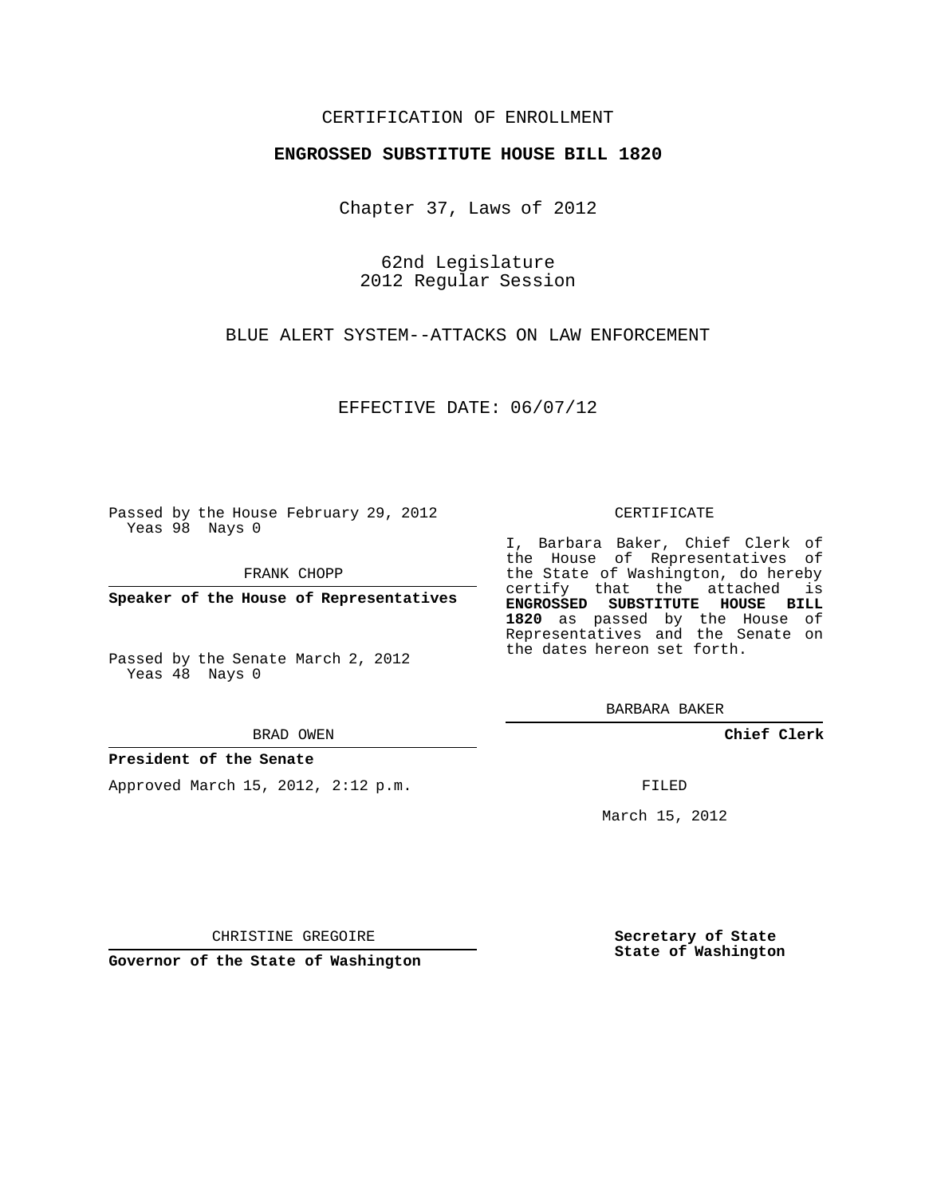CERTIFICATION OF ENROLLMENT

**ENGROSSED SUBSTITUTE HOUSE BILL 1820**

Chapter 37, Laws of 2012

62nd Legislature
2012 Regular Session

BLUE ALERT SYSTEM--ATTACKS ON LAW ENFORCEMENT

EFFECTIVE DATE: 06/07/12

Passed by the House February 29, 2012
Yeas 98 Nays 0

FRANK CHOPP

**Speaker of the House of Representatives**

Passed by the Senate March 2, 2012
Yeas 48 Nays 0

BRAD OWEN

**President of the Senate**

Approved March 15, 2012, 2:12 p.m.

CHRISTINE GREGOIRE

**Governor of the State of Washington**

CERTIFICATE

I, Barbara Baker, Chief Clerk of the House of Representatives of the State of Washington, do hereby certify that the attached is **ENGROSSED SUBSTITUTE HOUSE BILL 1820** as passed by the House of Representatives and the Senate on the dates hereon set forth.

BARBARA BAKER

**Chief Clerk**

FILED

March 15, 2012

**Secretary of State**
**State of Washington**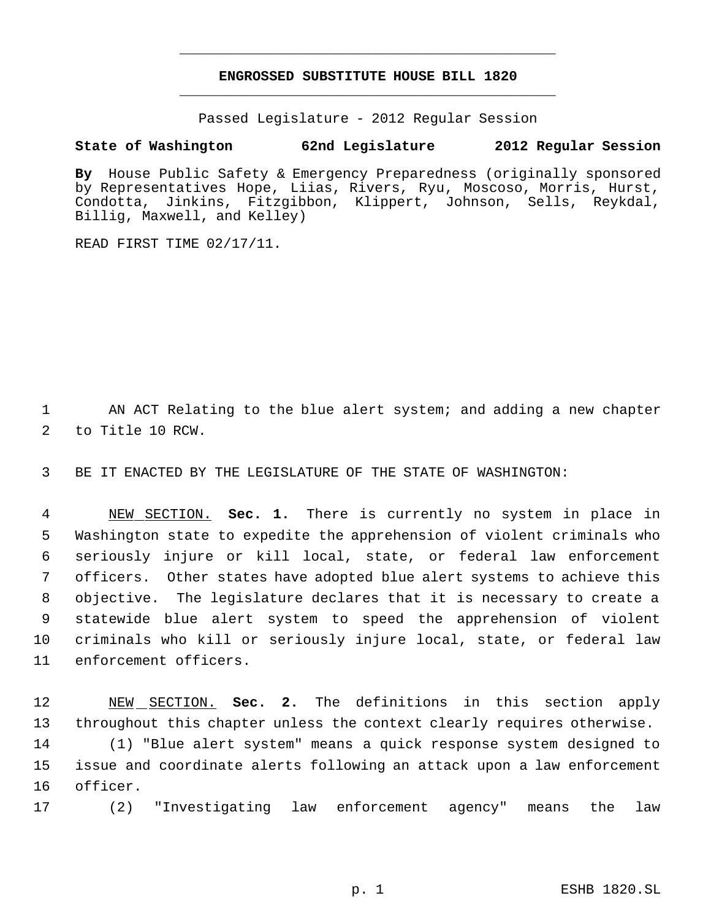# ENGROSSED SUBSTITUTE HOUSE BILL 1820

Passed Legislature - 2012 Regular Session

**State of Washington 62nd Legislature 2012 Regular Session**

**By** House Public Safety & Emergency Preparedness (originally sponsored by Representatives Hope, Liias, Rivers, Ryu, Moscoso, Morris, Hurst, Condotta, Jinkins, Fitzgibbon, Klippert, Johnson, Sells, Reykdal, Billig, Maxwell, and Kelley)

READ FIRST TIME 02/17/11.

AN ACT Relating to the blue alert system; and adding a new chapter to Title 10 RCW.

BE IT ENACTED BY THE LEGISLATURE OF THE STATE OF WASHINGTON:

NEW SECTION. **Sec. 1.** There is currently no system in place in Washington state to expedite the apprehension of violent criminals who seriously injure or kill local, state, or federal law enforcement officers. Other states have adopted blue alert systems to achieve this objective. The legislature declares that it is necessary to create a statewide blue alert system to speed the apprehension of violent criminals who kill or seriously injure local, state, or federal law enforcement officers.

NEW SECTION. **Sec. 2.** The definitions in this section apply throughout this chapter unless the context clearly requires otherwise.

(1) "Blue alert system" means a quick response system designed to issue and coordinate alerts following an attack upon a law enforcement officer.

(2) "Investigating law enforcement agency" means the law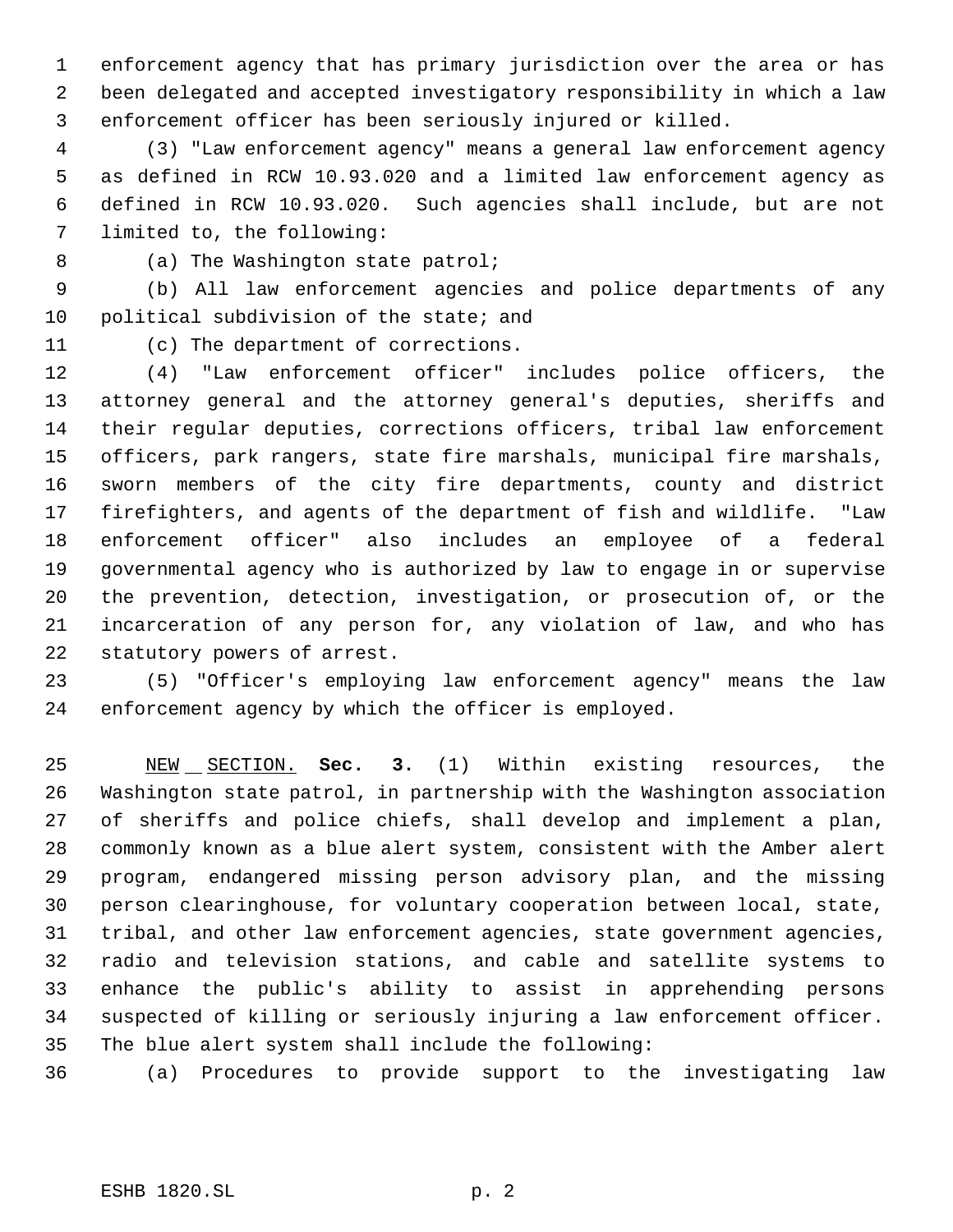enforcement agency that has primary jurisdiction over the area or has been delegated and accepted investigatory responsibility in which a law enforcement officer has been seriously injured or killed.

(3) "Law enforcement agency" means a general law enforcement agency as defined in RCW 10.93.020 and a limited law enforcement agency as defined in RCW 10.93.020. Such agencies shall include, but are not limited to, the following:

(a) The Washington state patrol;

(b) All law enforcement agencies and police departments of any political subdivision of the state; and

(c) The department of corrections.

(4) "Law enforcement officer" includes police officers, the attorney general and the attorney general's deputies, sheriffs and their regular deputies, corrections officers, tribal law enforcement officers, park rangers, state fire marshals, municipal fire marshals, sworn members of the city fire departments, county and district firefighters, and agents of the department of fish and wildlife. "Law enforcement officer" also includes an employee of a federal governmental agency who is authorized by law to engage in or supervise the prevention, detection, investigation, or prosecution of, or the incarceration of any person for, any violation of law, and who has statutory powers of arrest.

(5) "Officer's employing law enforcement agency" means the law enforcement agency by which the officer is employed.

NEW SECTION. **Sec. 3.** (1) Within existing resources, the Washington state patrol, in partnership with the Washington association of sheriffs and police chiefs, shall develop and implement a plan, commonly known as a blue alert system, consistent with the Amber alert program, endangered missing person advisory plan, and the missing person clearinghouse, for voluntary cooperation between local, state, tribal, and other law enforcement agencies, state government agencies, radio and television stations, and cable and satellite systems to enhance the public's ability to assist in apprehending persons suspected of killing or seriously injuring a law enforcement officer. The blue alert system shall include the following:

(a) Procedures to provide support to the investigating law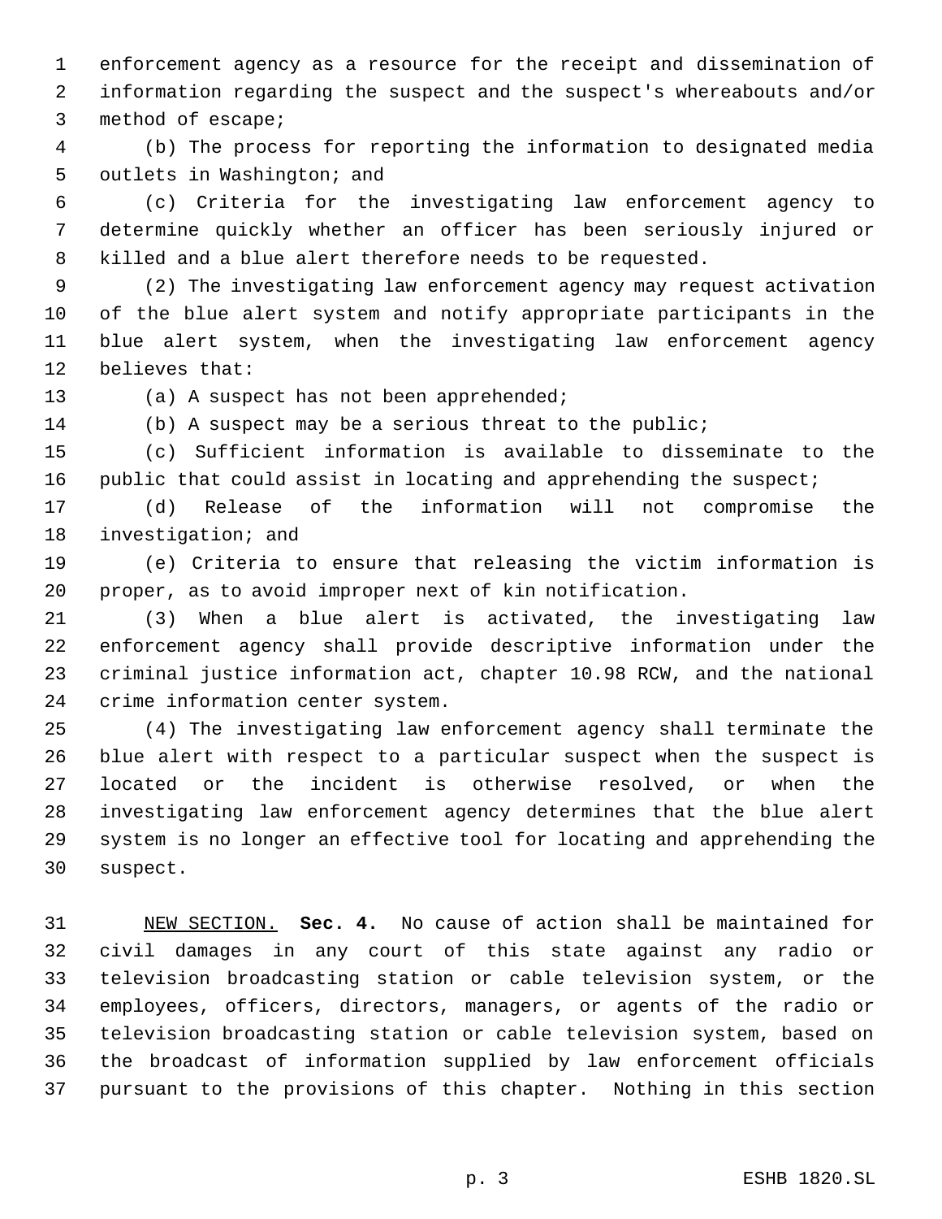enforcement agency as a resource for the receipt and dissemination of information regarding the suspect and the suspect's whereabouts and/or method of escape;

(b) The process for reporting the information to designated media outlets in Washington; and

(c) Criteria for the investigating law enforcement agency to determine quickly whether an officer has been seriously injured or killed and a blue alert therefore needs to be requested.

(2) The investigating law enforcement agency may request activation of the blue alert system and notify appropriate participants in the blue alert system, when the investigating law enforcement agency believes that:

(a) A suspect has not been apprehended;

(b) A suspect may be a serious threat to the public;

(c) Sufficient information is available to disseminate to the public that could assist in locating and apprehending the suspect;

(d) Release of the information will not compromise the investigation; and

(e) Criteria to ensure that releasing the victim information is proper, as to avoid improper next of kin notification.

(3) When a blue alert is activated, the investigating law enforcement agency shall provide descriptive information under the criminal justice information act, chapter 10.98 RCW, and the national crime information center system.

(4) The investigating law enforcement agency shall terminate the blue alert with respect to a particular suspect when the suspect is located or the incident is otherwise resolved, or when the investigating law enforcement agency determines that the blue alert system is no longer an effective tool for locating and apprehending the suspect.

NEW SECTION. **Sec. 4.** No cause of action shall be maintained for civil damages in any court of this state against any radio or television broadcasting station or cable television system, or the employees, officers, directors, managers, or agents of the radio or television broadcasting station or cable television system, based on the broadcast of information supplied by law enforcement officials pursuant to the provisions of this chapter. Nothing in this section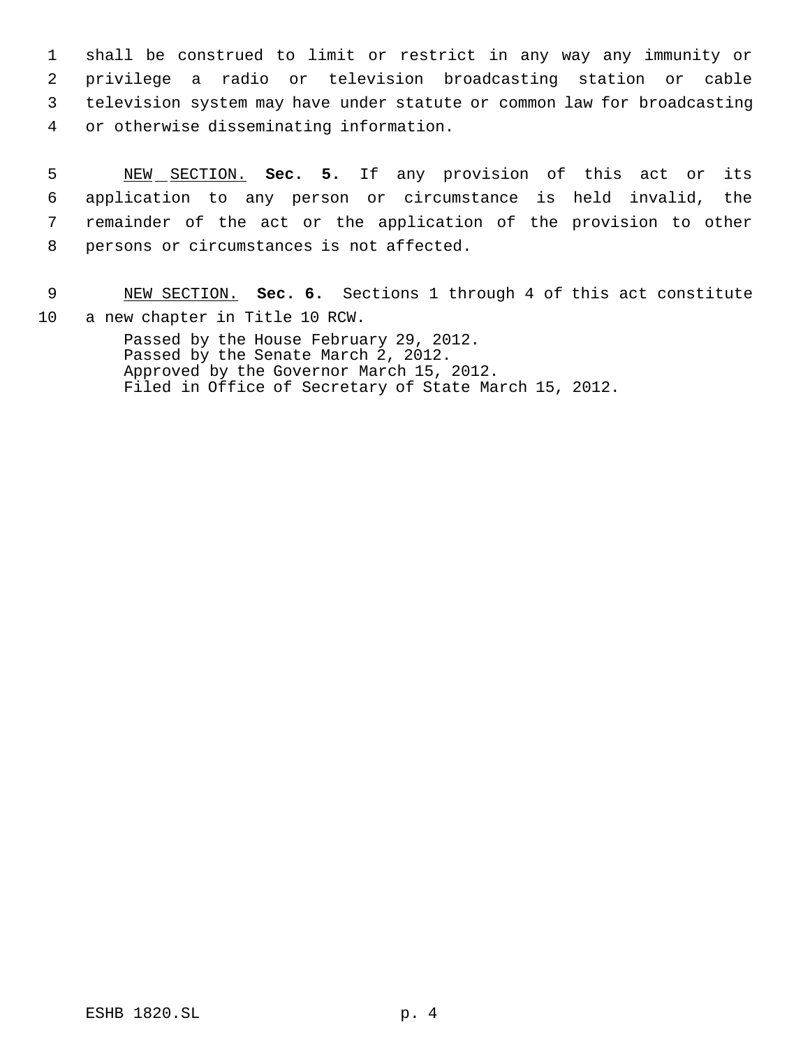shall be construed to limit or restrict in any way any immunity or privilege a radio or television broadcasting station or cable television system may have under statute or common law for broadcasting or otherwise disseminating information.

NEW SECTION. **Sec. 5.** If any provision of this act or its application to any person or circumstance is held invalid, the remainder of the act or the application of the provision to other persons or circumstances is not affected.

NEW SECTION. **Sec. 6.** Sections 1 through 4 of this act constitute a new chapter in Title 10 RCW.

Passed by the House February 29, 2012.
Passed by the Senate March 2, 2012.
Approved by the Governor March 15, 2012.
Filed in Office of Secretary of State March 15, 2012.